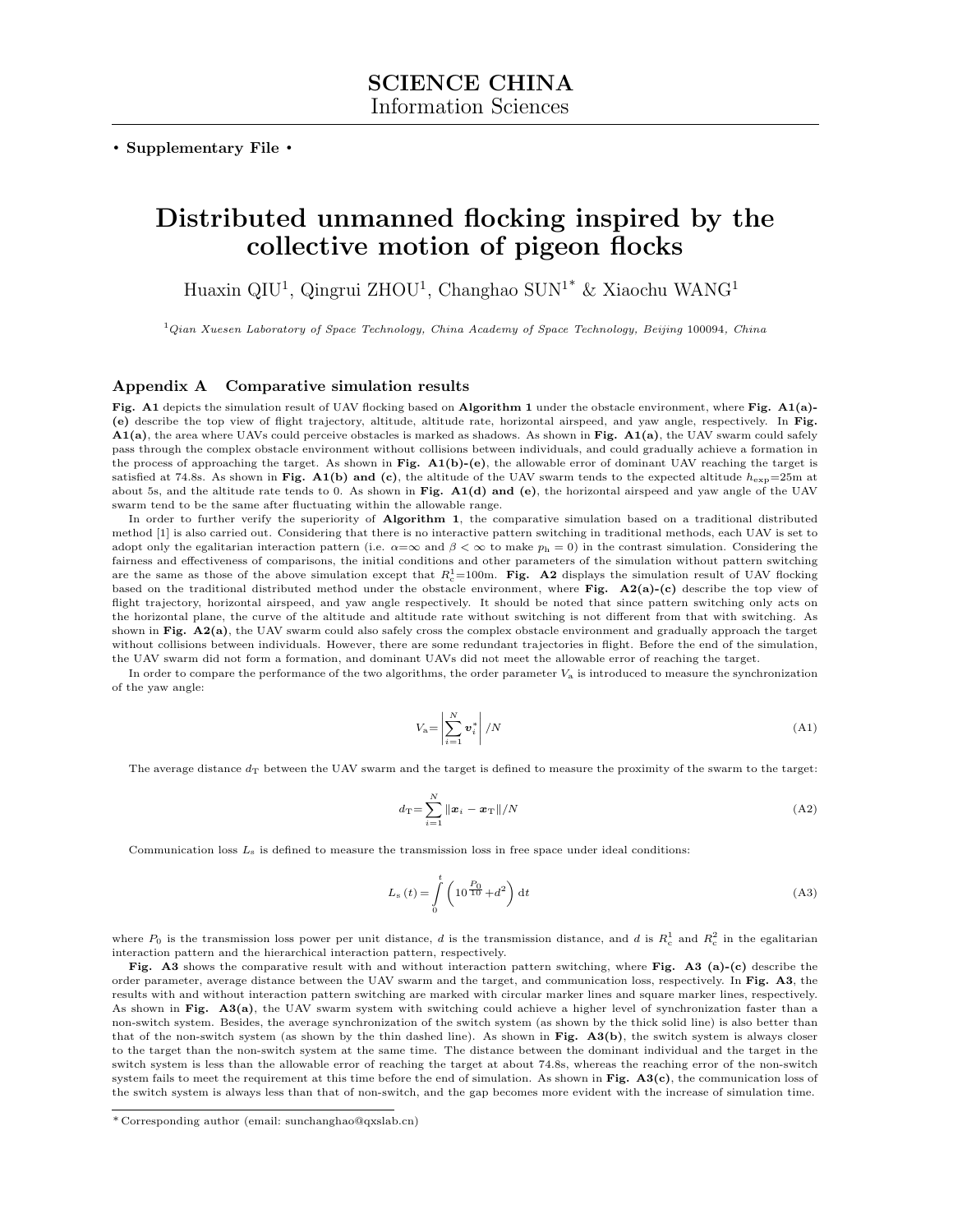SCIENCE CHINA
Information Sciences

• **Supplementary File** •

# Distributed unmanned flocking inspired by the collective motion of pigeon flocks

Huaxin QIU[1], Qingrui ZHOU[1], Changhao SUN[1*] & Xiaochu WANG[1]

[1]*Qian Xuesen Laboratory of Space Technology, China Academy of Space Technology, Beijing* 100094, *China*

## Appendix A Comparative simulation results

**Fig. A1** depicts the simulation result of UAV flocking based on **Algorithm 1** under the obstacle environment, where **Fig. A1(a)-(e)** describe the top view of flight trajectory, altitude, altitude rate, horizontal airspeed, and yaw angle, respectively. In **Fig. A1(a)**, the area where UAVs could perceive obstacles is marked as shadows. As shown in **Fig. A1(a)**, the UAV swarm could safely pass through the complex obstacle environment without collisions between individuals, and could gradually achieve a formation in the process of approaching the target. As shown in **Fig. A1(b)-(e)**, the allowable error of dominant UAV reaching the target is satisfied at 74.8s. As shown in **Fig. A1(b) and (c)**, the altitude of the UAV swarm tends to the expected altitude $h_{\rm exp}$=25m at about 5s, and the altitude rate tends to 0. As shown in **Fig. A1(d) and (e)**, the horizontal airspeed and yaw angle of the UAV swarm tend to be the same after fluctuating within the allowable range.

In order to further verify the superiority of **Algorithm 1**, the comparative simulation based on a traditional distributed method [1] is also carried out. Considering that there is no interactive pattern switching in traditional methods, each UAV is set to adopt only the egalitarian interaction pattern (i.e. $\alpha$=$\infty$ and $\beta < \infty$ to make $p_{\rm h} = 0$) in the contrast simulation. Considering the fairness and effectiveness of comparisons, the initial conditions and other parameters of the simulation without pattern switching are the same as those of the above simulation except that $R_{\rm c}^1$=100m. **Fig. A2** displays the simulation result of UAV flocking based on the traditional distributed method under the obstacle environment, where **Fig. A2(a)-(c)** describe the top view of flight trajectory, horizontal airspeed, and yaw angle respectively. It should be noted that since pattern switching only acts on the horizontal plane, the curve of the altitude and altitude rate without switching is not different from that with switching. As shown in **Fig. A2(a)**, the UAV swarm could also safely cross the complex obstacle environment and gradually approach the target without collisions between individuals. However, there are some redundant trajectories in flight. Before the end of the simulation, the UAV swarm did not form a formation, and dominant UAVs did not meet the allowable error of reaching the target.

In order to compare the performance of the two algorithms, the order parameter $V_{\rm a}$ is introduced to measure the synchronization of the yaw angle:

$$V_{\rm a}=\left|\sum_{i=1}^{N}\boldsymbol{v}_i^*\right|/N \tag{A1}$$

The average distance $d_{\rm T}$ between the UAV swarm and the target is defined to measure the proximity of the swarm to the target:

$$d_{\rm T}=\sum_{i=1}^{N}\|\boldsymbol{x}_i-\boldsymbol{x}_{\rm T}\|/N \tag{A2}$$

Communication loss $L_{\rm s}$ is defined to measure the transmission loss in free space under ideal conditions:

$$L_{\rm s}\left(t\right)=\int_0^t\left(10^{\frac{P_0}{10}}+d^2\right){\rm d}t \tag{A3}$$

where $P_0$ is the transmission loss power per unit distance, $d$ is the transmission distance, and $d$ is $R_{\rm c}^1$ and $R_{\rm c}^2$ in the egalitarian interaction pattern and the hierarchical interaction pattern, respectively.

**Fig. A3** shows the comparative result with and without interaction pattern switching, where **Fig. A3 (a)-(c)** describe the order parameter, average distance between the UAV swarm and the target, and communication loss, respectively. In **Fig. A3**, the results with and without interaction pattern switching are marked with circular marker lines and square marker lines, respectively. As shown in **Fig. A3(a)**, the UAV swarm system with switching could achieve a higher level of synchronization faster than a non-switch system. Besides, the average synchronization of the switch system (as shown by the thick solid line) is also better than that of the non-switch system (as shown by the thin dashed line). As shown in **Fig. A3(b)**, the switch system is always closer to the target than the non-switch system at the same time. The distance between the dominant individual and the target in the switch system is less than the allowable error of reaching the target at about 74.8s, whereas the reaching error of the non-switch system fails to meet the requirement at this time before the end of simulation. As shown in **Fig. A3(c)**, the communication loss of the switch system is always less than that of non-switch, and the gap becomes more evident with the increase of simulation time.

* Corresponding author (email: sunchanghao@qxslab.cn)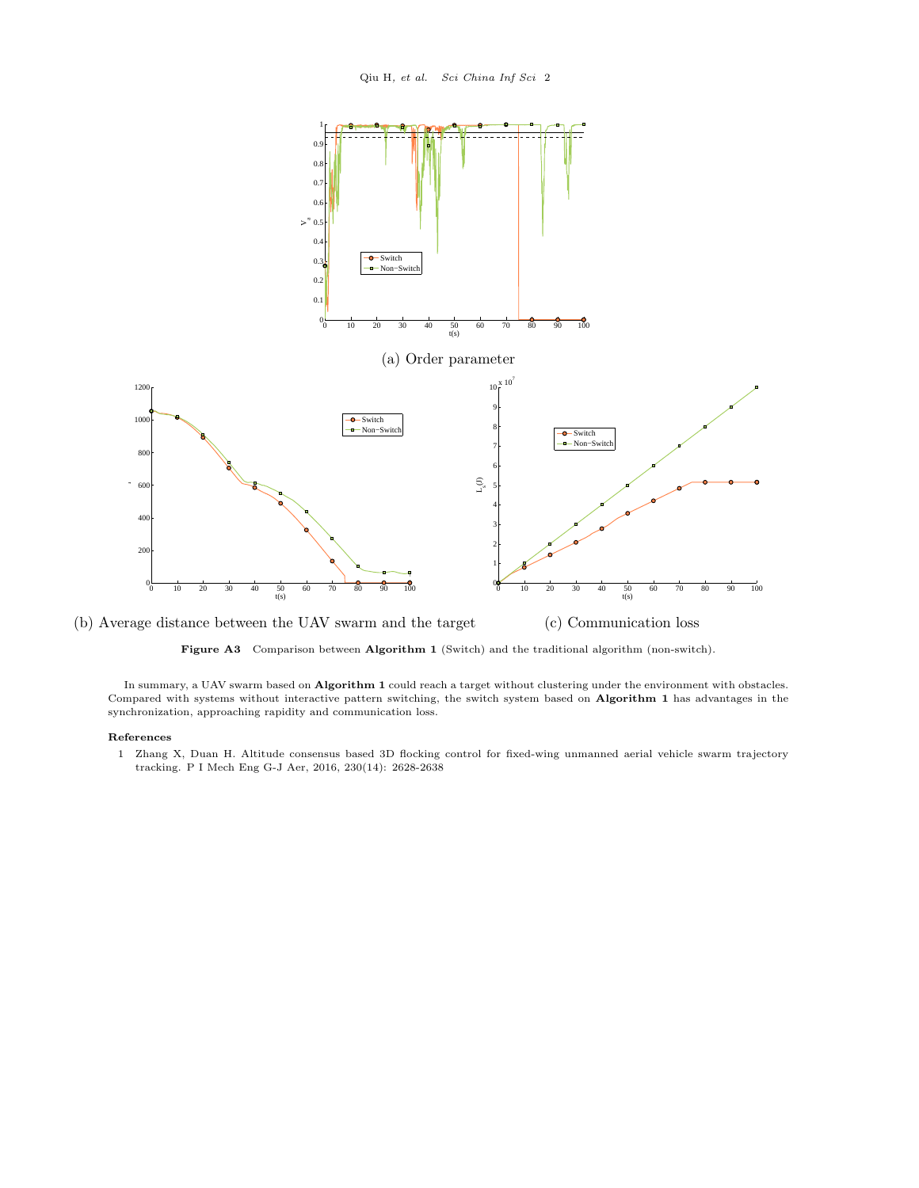(a) Order parameter

(b) Average distance between the UAV swarm and the target

(c) Communication loss

**Figure A3** Comparison between **Algorithm 1** (Switch) and the traditional algorithm (non-switch).

In summary, a UAV swarm based on **Algorithm 1** could reach a target without clustering under the environment with obstacles. Compared with systems without interactive pattern switching, the switch system based on **Algorithm 1** has advantages in the synchronization, approaching rapidity and communication loss.

**References**

1 Zhang X, Duan H. Altitude consensus based 3D flocking control for fixed-wing unmanned aerial vehicle swarm trajectory tracking. P I Mech Eng G-J Aer, 2016, 230(14): 2628-2638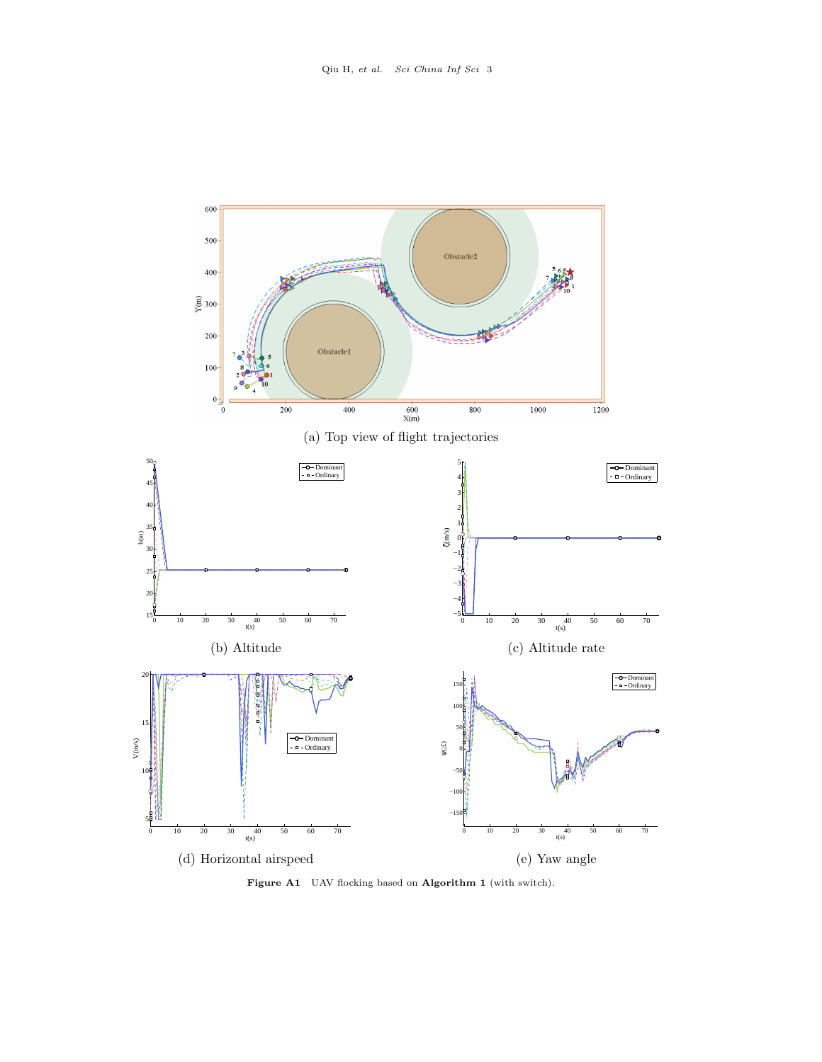(a) Top view of flight trajectories

(b) Altitude

(c) Altitude rate

(d) Horizontal airspeed

(e) Yaw angle

**Figure A1** UAV flocking based on **Algorithm 1** (with switch).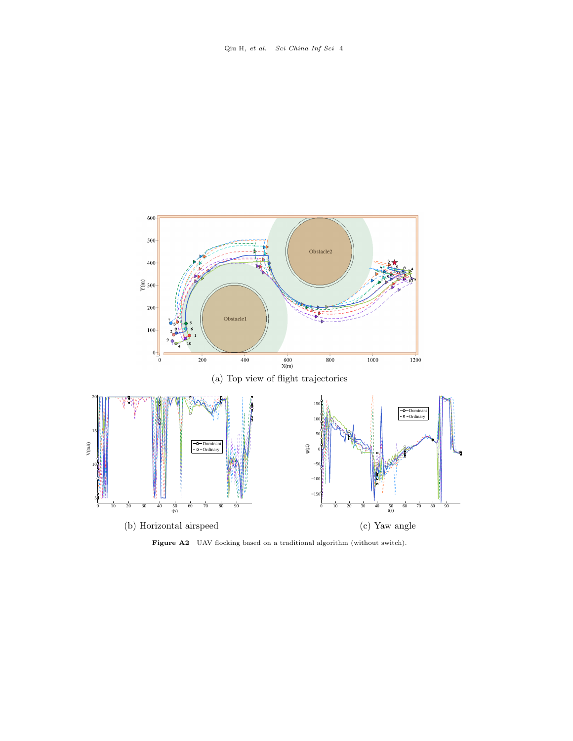Obstacle1

Obstacle2

Y(m)

X(m)

0 200 400 600 800 1000 1200

0 100 200 300 400 500 600

(a) Top view of flight trajectories

V(m/s)

t(s)

Dominant

Ordinary

(b) Horizontal airspeed

ψ(°)

t(s)

Dominant

Ordinary

(c) Yaw angle

**Figure A2** UAV flocking based on a traditional algorithm (without switch).